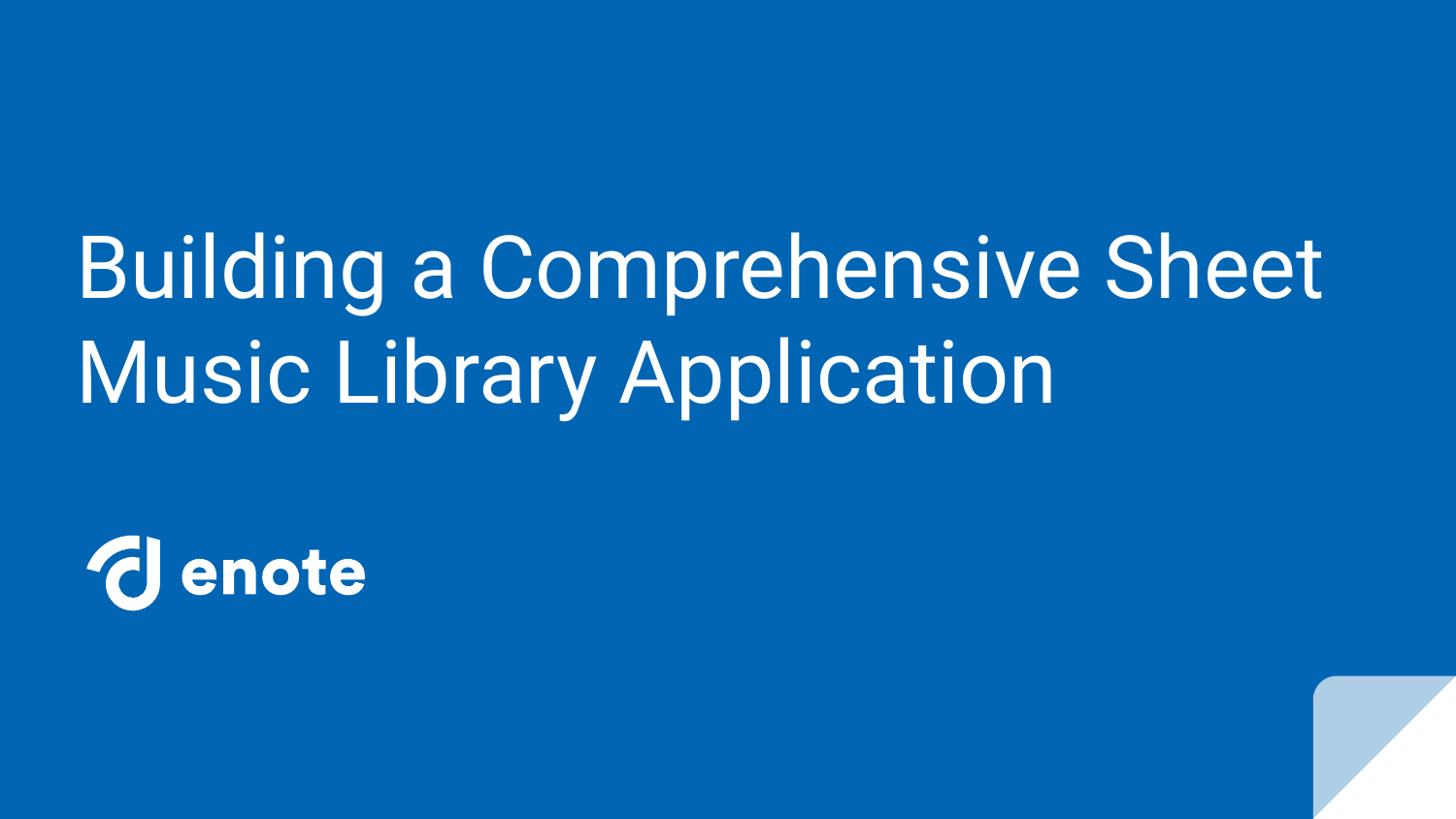# Building a Comprehensive Sheet Music Library Application

enote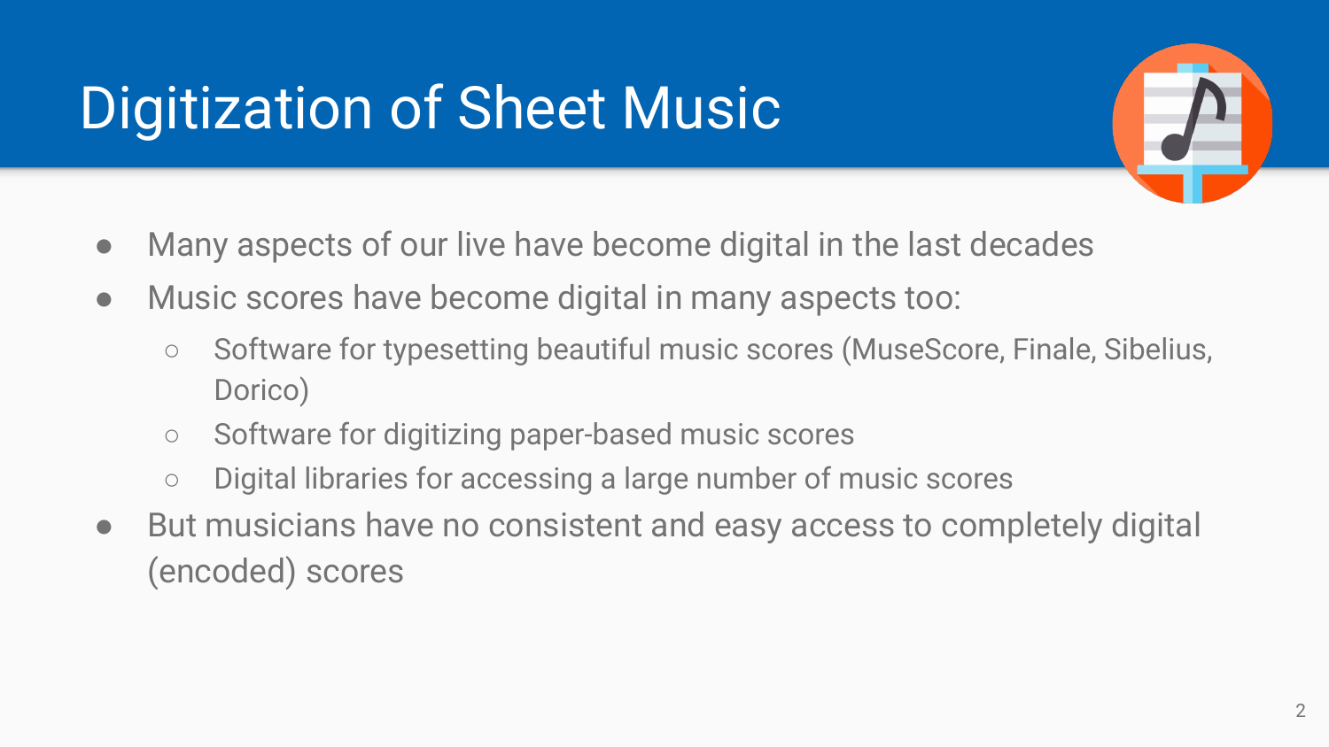# Digitization of Sheet Music

- Many aspects of our live have become digital in the last decades
- Music scores have become digital in many aspects too:
  - Software for typesetting beautiful music scores (MuseScore, Finale, Sibelius, Dorico)
  - Software for digitizing paper-based music scores
  - Digital libraries for accessing a large number of music scores
- But musicians have no consistent and easy access to completely digital (encoded) scores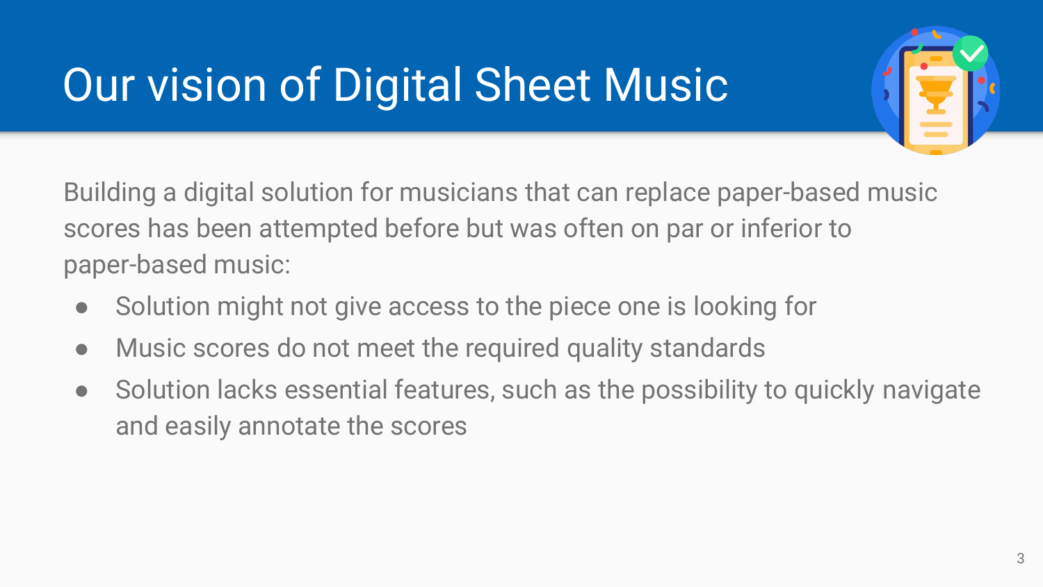# Our vision of Digital Sheet Music

Building a digital solution for musicians that can replace paper-based music scores has been attempted before but was often on par or inferior to paper-based music:

- Solution might not give access to the piece one is looking for
- Music scores do not meet the required quality standards
- Solution lacks essential features, such as the possibility to quickly navigate and easily annotate the scores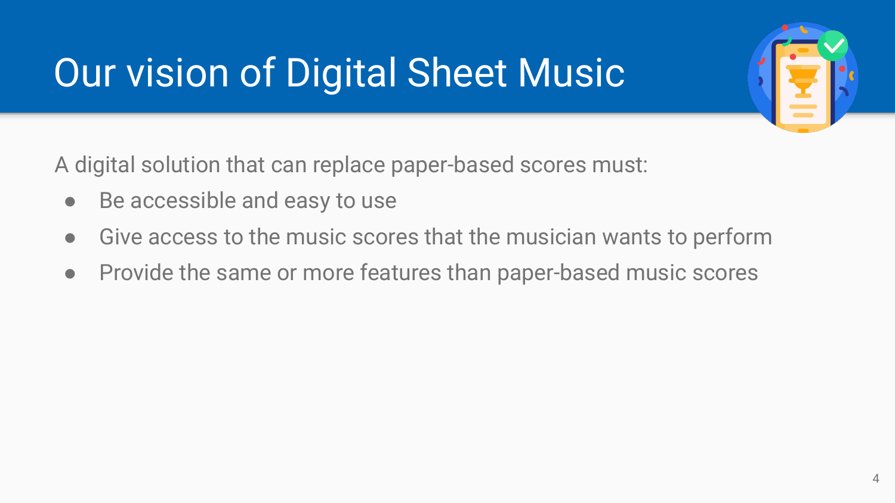# Our vision of Digital Sheet Music

A digital solution that can replace paper-based scores must:

- Be accessible and easy to use
- Give access to the music scores that the musician wants to perform
- Provide the same or more features than paper-based music scores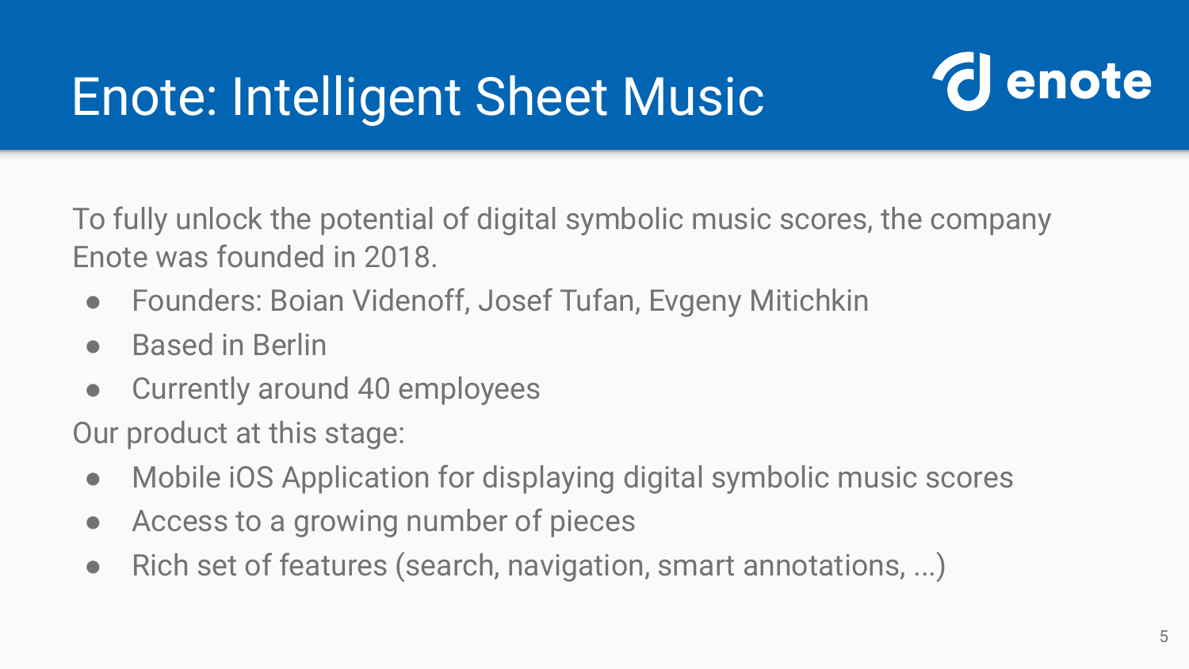# Enote: Intelligent Sheet Music

enote

To fully unlock the potential of digital symbolic music scores, the company Enote was founded in 2018.

- Founders: Boian Videnoff, Josef Tufan, Evgeny Mitichkin
- Based in Berlin
- Currently around 40 employees

Our product at this stage:

- Mobile iOS Application for displaying digital symbolic music scores
- Access to a growing number of pieces
- Rich set of features (search, navigation, smart annotations, ...)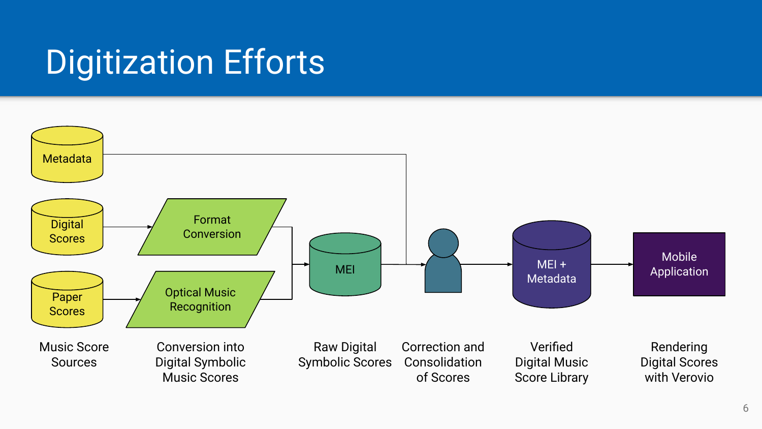# Digitization Efforts

Metadata

Digital Scores

Paper Scores

Format Conversion

Optical Music Recognition

MEI

MEI + Metadata

Mobile Application

Music Score Sources

Conversion into Digital Symbolic Music Scores

Raw Digital Symbolic Scores

Correction and Consolidation of Scores

Verified Digital Music Score Library

Rendering Digital Scores with Verovio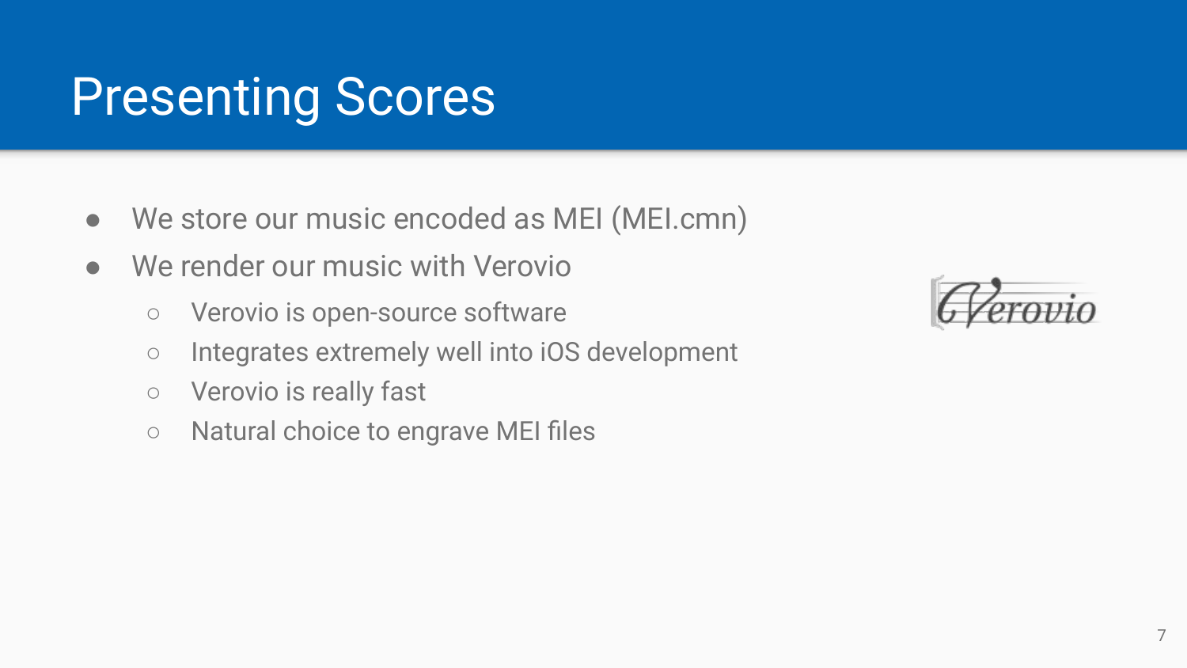# Presenting Scores

- We store our music encoded as MEI (MEI.cmn)
- We render our music with Verovio
  - Verovio is open-source software
  - Integrates extremely well into iOS development
  - Verovio is really fast
  - Natural choice to engrave MEI files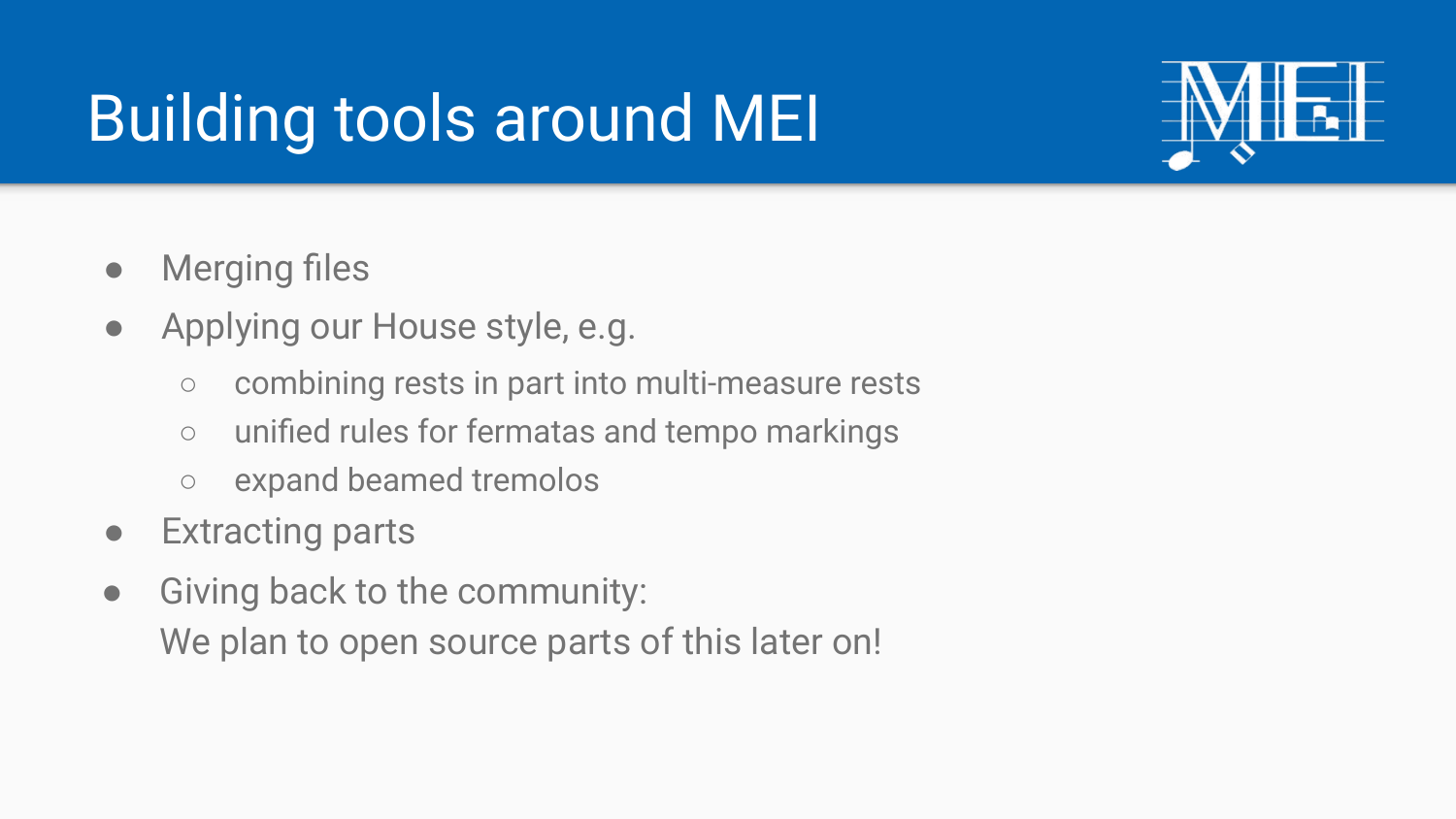# Building tools around MEI

- Merging files
- Applying our House style, e.g.
  - combining rests in part into multi-measure rests
  - unified rules for fermatas and tempo markings
  - expand beamed tremolos
- Extracting parts
- Giving back to the community:
  We plan to open source parts of this later on!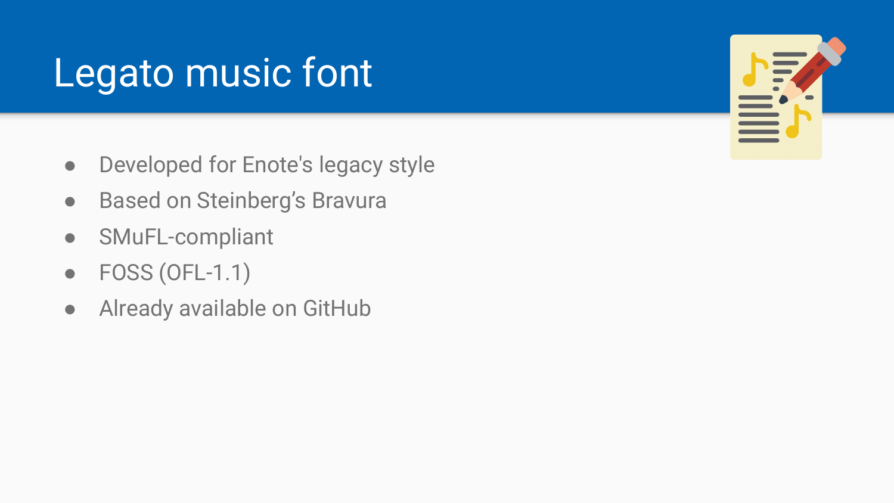# Legato music font

- Developed for Enote's legacy style
- Based on Steinberg’s Bravura
- SMuFL-compliant
- FOSS (OFL-1.1)
- Already available on GitHub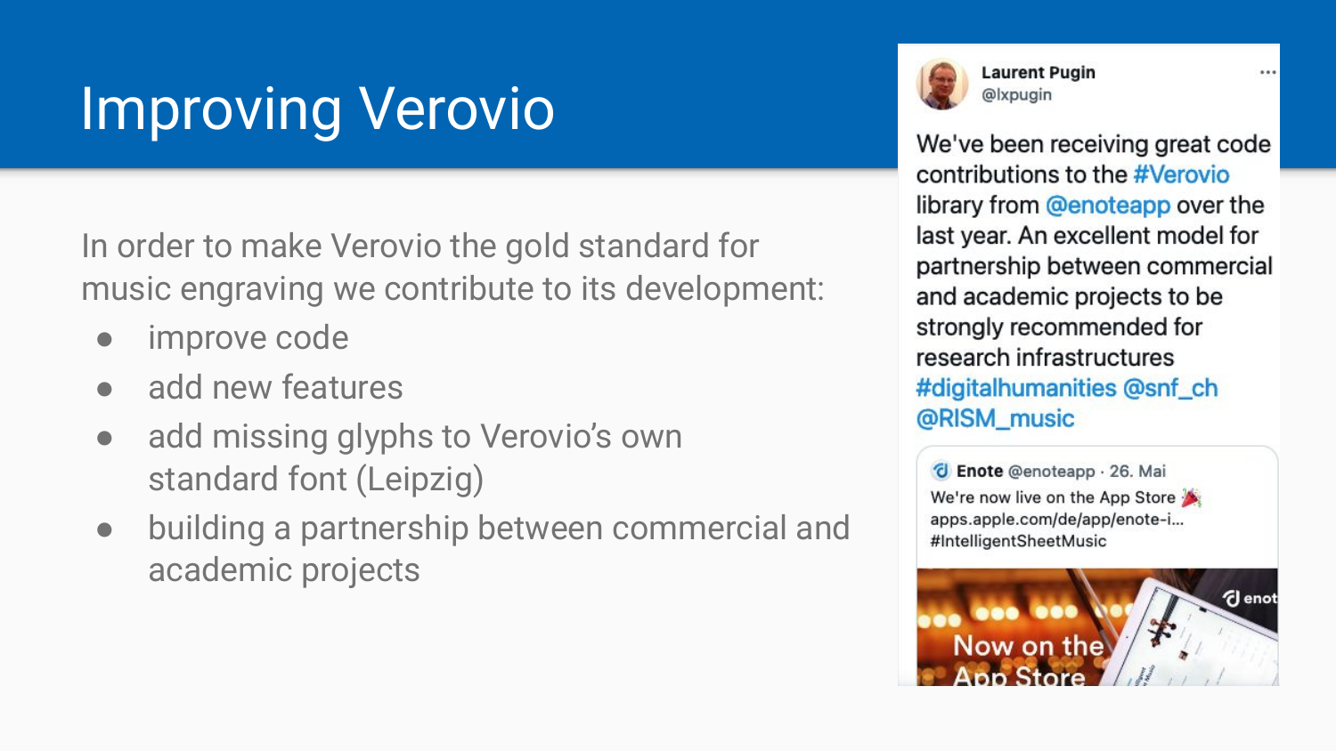# Improving Verovio

In order to make Verovio the gold standard for music engraving we contribute to its development:

- improve code
- add new features
- add missing glyphs to Verovio's own standard font (Leipzig)
- building a partnership between commercial and academic projects

**Laurent Pugin**
@lxpugin

We've been receiving great code contributions to the #Verovio library from @enoteapp over the last year. An excellent model for partnership between commercial and academic projects to be strongly recommended for research infrastructures #digitalhumanities @snf_ch @RISM_music

**Enote** @enoteapp · 26. Mai
We're now live on the App Store 🎉
apps.apple.com/de/app/enote-i...
#IntelligentSheetMusic

Now on the App Store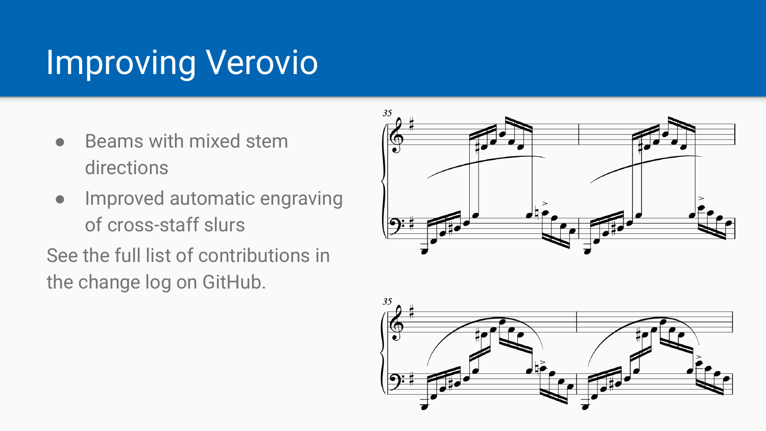# Improving Verovio

- Beams with mixed stem directions
- Improved automatic engraving of cross-staff slurs

See the full list of contributions in the change log on GitHub.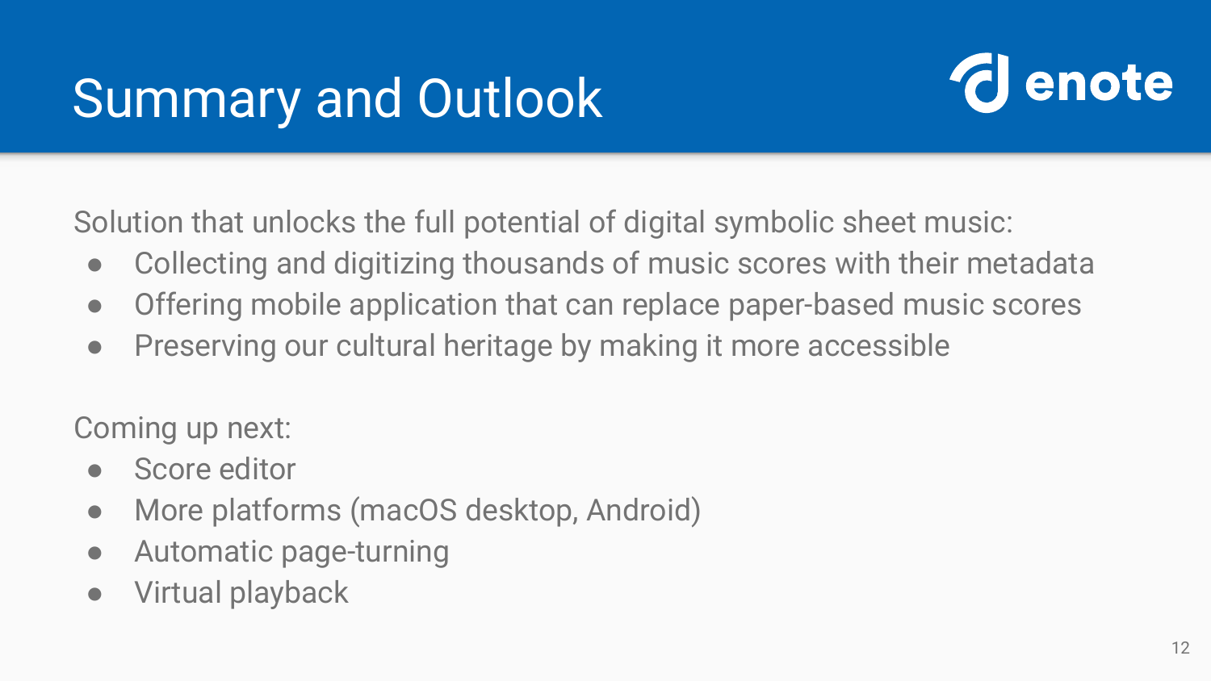# Summary and Outlook

Solution that unlocks the full potential of digital symbolic sheet music:

- Collecting and digitizing thousands of music scores with their metadata
- Offering mobile application that can replace paper-based music scores
- Preserving our cultural heritage by making it more accessible

Coming up next:

- Score editor
- More platforms (macOS desktop, Android)
- Automatic page-turning
- Virtual playback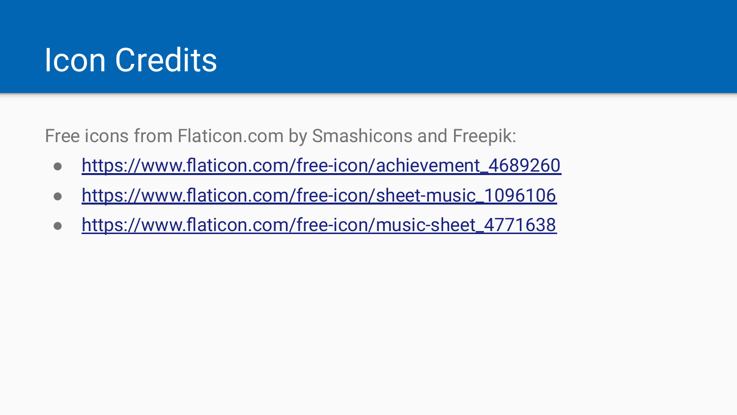# Icon Credits

Free icons from Flaticon.com by Smashicons and Freepik:

- https://www.flaticon.com/free-icon/achievement_4689260
- https://www.flaticon.com/free-icon/sheet-music_1096106
- https://www.flaticon.com/free-icon/music-sheet_4771638